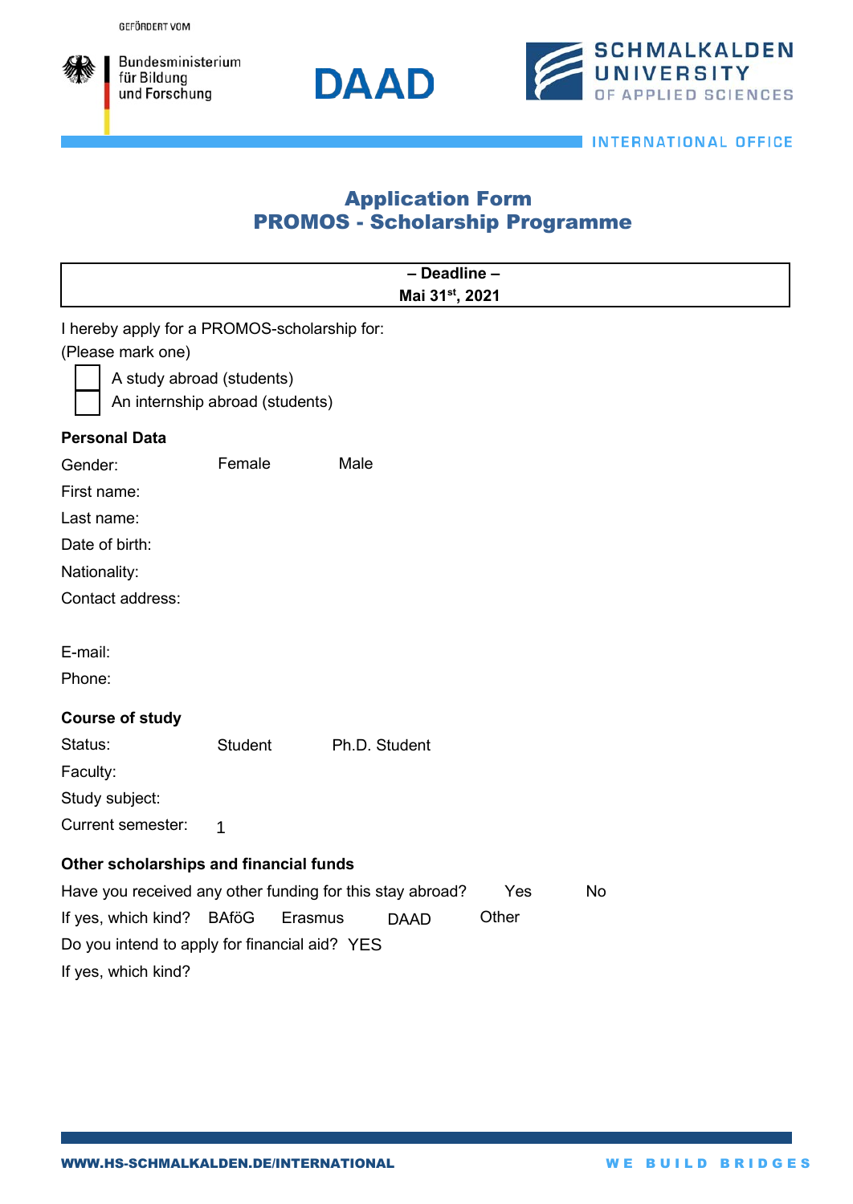GEFÖRDERT VOM

Bundesministerium für Bildung und Forschung

DAAD

SCHMALKALDEN UNIVERSITY OF APPLIED SCIENCES

INTERNATIONAL OFFICE

# Application Form
# PROMOS - Scholarship Programme

| – Deadline – Mai 31st, 2021 |
|---|

I hereby apply for a PROMOS-scholarship for:
(Please mark one)

- [ ] A study abroad (students)
- [ ] An internship abroad (students)

**Personal Data**

Gender: Female Male

First name:

Last name:

Date of birth:

Nationality:

Contact address:

E-mail:

Phone:

**Course of study**

Status: Student Ph.D. Student

Faculty:

Study subject:

Current semester: 1

**Other scholarships and financial funds**

Have you received any other funding for this stay abroad? Yes No

If yes, which kind? BAföG Erasmus DAAD Other

Do you intend to apply for financial aid? YES

If yes, which kind?

WWW.HS-SCHMALKALDEN.DE/INTERNATIONAL

WE BUILD BRIDGES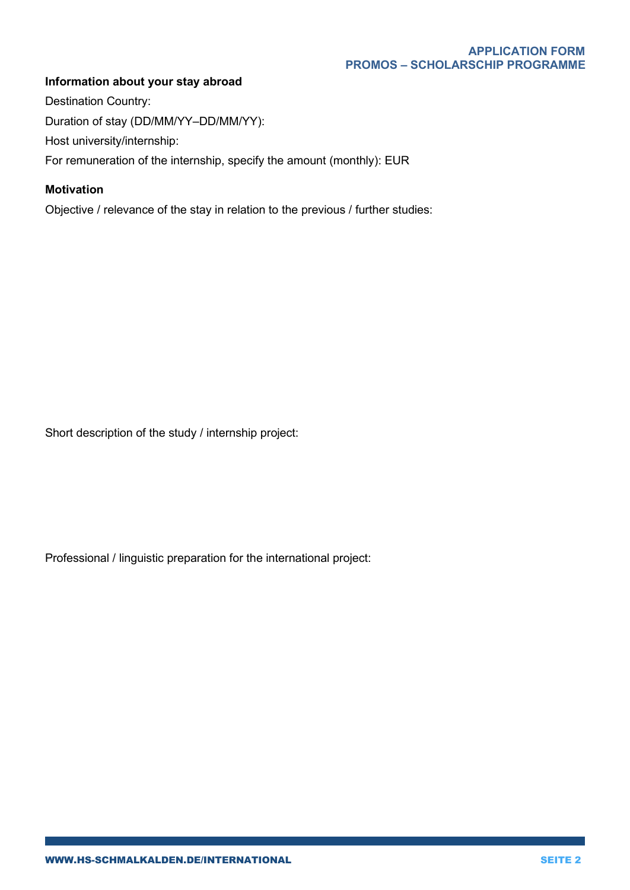**Information about your stay abroad**

Destination Country:

Duration of stay (DD/MM/YY–DD/MM/YY):

Host university/internship:

For remuneration of the internship, specify the amount (monthly): EUR

**Motivation**

Objective / relevance of the stay in relation to the previous / further studies:

Short description of the study / internship project:

Professional / linguistic preparation for the international project: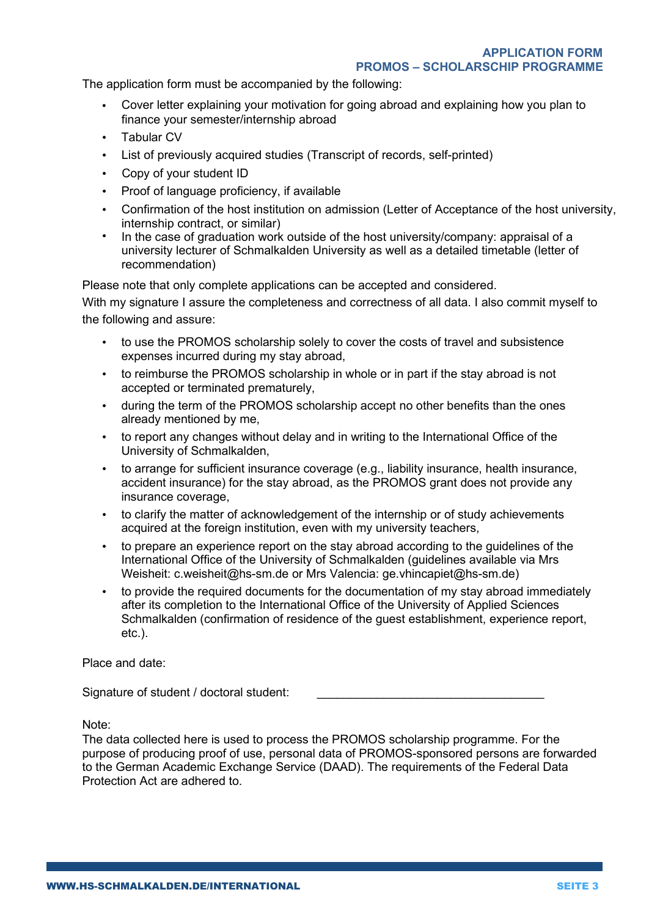The application form must be accompanied by the following:

- Cover letter explaining your motivation for going abroad and explaining how you plan to finance your semester/internship abroad
- Tabular CV
- List of previously acquired studies (Transcript of records, self-printed)
- Copy of your student ID
- Proof of language proficiency, if available
- Confirmation of the host institution on admission (Letter of Acceptance of the host university, internship contract, or similar)
- In the case of graduation work outside of the host university/company: appraisal of a university lecturer of Schmalkalden University as well as a detailed timetable (letter of recommendation)

Please note that only complete applications can be accepted and considered.

With my signature I assure the completeness and correctness of all data. I also commit myself to the following and assure:

- to use the PROMOS scholarship solely to cover the costs of travel and subsistence expenses incurred during my stay abroad,
- to reimburse the PROMOS scholarship in whole or in part if the stay abroad is not accepted or terminated prematurely,
- during the term of the PROMOS scholarship accept no other benefits than the ones already mentioned by me,
- to report any changes without delay and in writing to the International Office of the University of Schmalkalden,
- to arrange for sufficient insurance coverage (e.g., liability insurance, health insurance, accident insurance) for the stay abroad, as the PROMOS grant does not provide any insurance coverage,
- to clarify the matter of acknowledgement of the internship or of study achievements acquired at the foreign institution, even with my university teachers,
- to prepare an experience report on the stay abroad according to the guidelines of the International Office of the University of Schmalkalden (guidelines available via Mrs Weisheit: c.weisheit@hs-sm.de or Mrs Valencia: ge.vhincapiet@hs-sm.de)
- to provide the required documents for the documentation of my stay abroad immediately after its completion to the International Office of the University of Applied Sciences Schmalkalden (confirmation of residence of the guest establishment, experience report, etc.).

Place and date:

Signature of student / doctoral student: ________________________________

Note:
The data collected here is used to process the PROMOS scholarship programme. For the purpose of producing proof of use, personal data of PROMOS-sponsored persons are forwarded to the German Academic Exchange Service (DAAD). The requirements of the Federal Data Protection Act are adhered to.